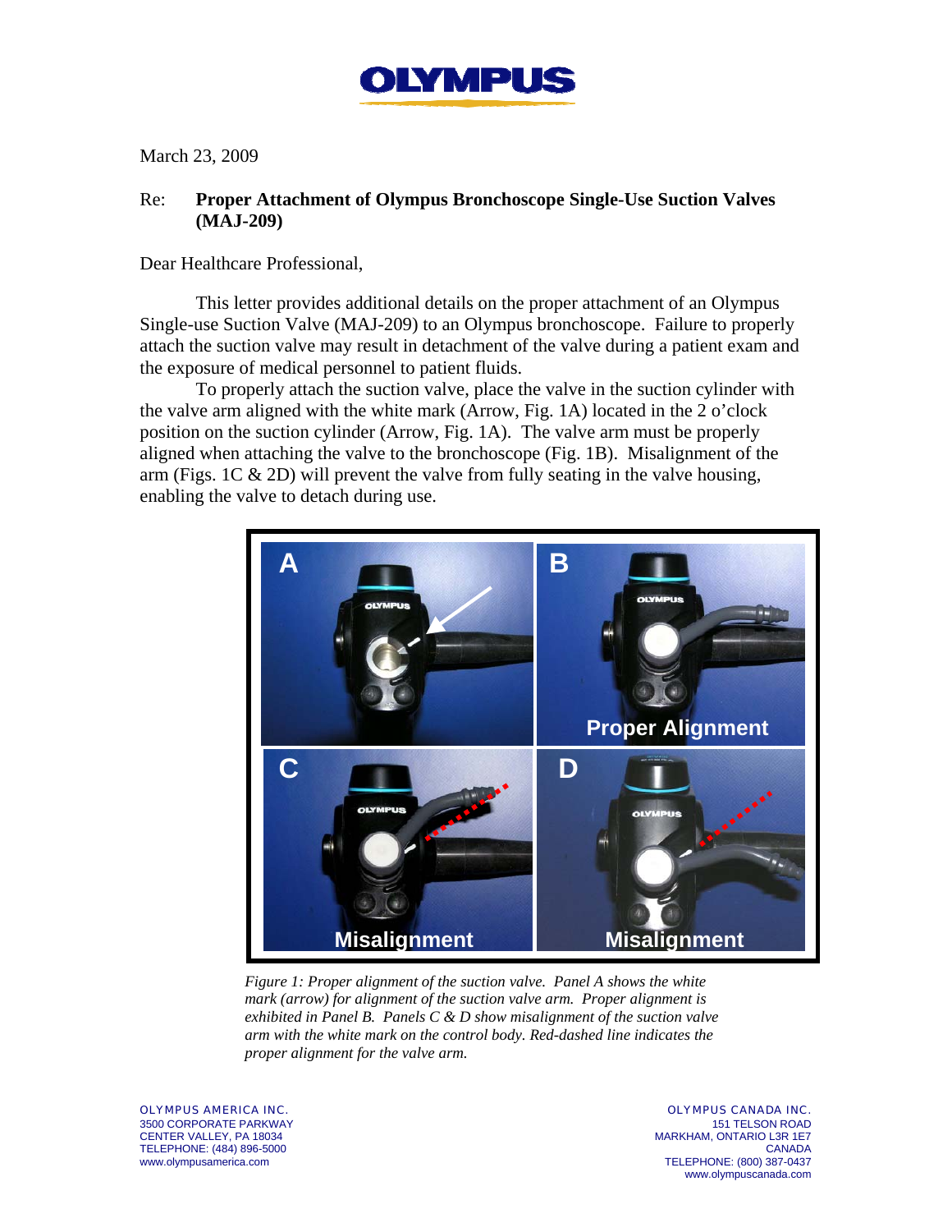# OLYMPUS

March 23, 2009

Re: **Proper Attachment of Olympus Bronchoscope Single-Use Suction Valves (MAJ-209)**

Dear Healthcare Professional,

This letter provides additional details on the proper attachment of an Olympus Single-use Suction Valve (MAJ-209) to an Olympus bronchoscope. Failure to properly attach the suction valve may result in detachment of the valve during a patient exam and the exposure of medical personnel to patient fluids.

To properly attach the suction valve, place the valve in the suction cylinder with the valve arm aligned with the white mark (Arrow, Fig. 1A) located in the 2 o'clock position on the suction cylinder (Arrow, Fig. 1A). The valve arm must be properly aligned when attaching the valve to the bronchoscope (Fig. 1B). Misalignment of the arm (Figs. 1C & 2D) will prevent the valve from fully seating in the valve housing, enabling the valve to detach during use.

*Figure 1: Proper alignment of the suction valve. Panel A shows the white mark (arrow) for alignment of the suction valve arm. Proper alignment is exhibited in Panel B. Panels C & D show misalignment of the suction valve arm with the white mark on the control body. Red-dashed line indicates the proper alignment for the valve arm.*

OLYMPUS AMERICA INC.
3500 CORPORATE PARKWAY
CENTER VALLEY, PA 18034
TELEPHONE: (484) 896-5000
www.olympusamerica.com

OLYMPUS CANADA INC.
151 TELSON ROAD
MARKHAM, ONTARIO L3R 1E7
CANADA
TELEPHONE: (800) 387-0437
www.olympuscanada.com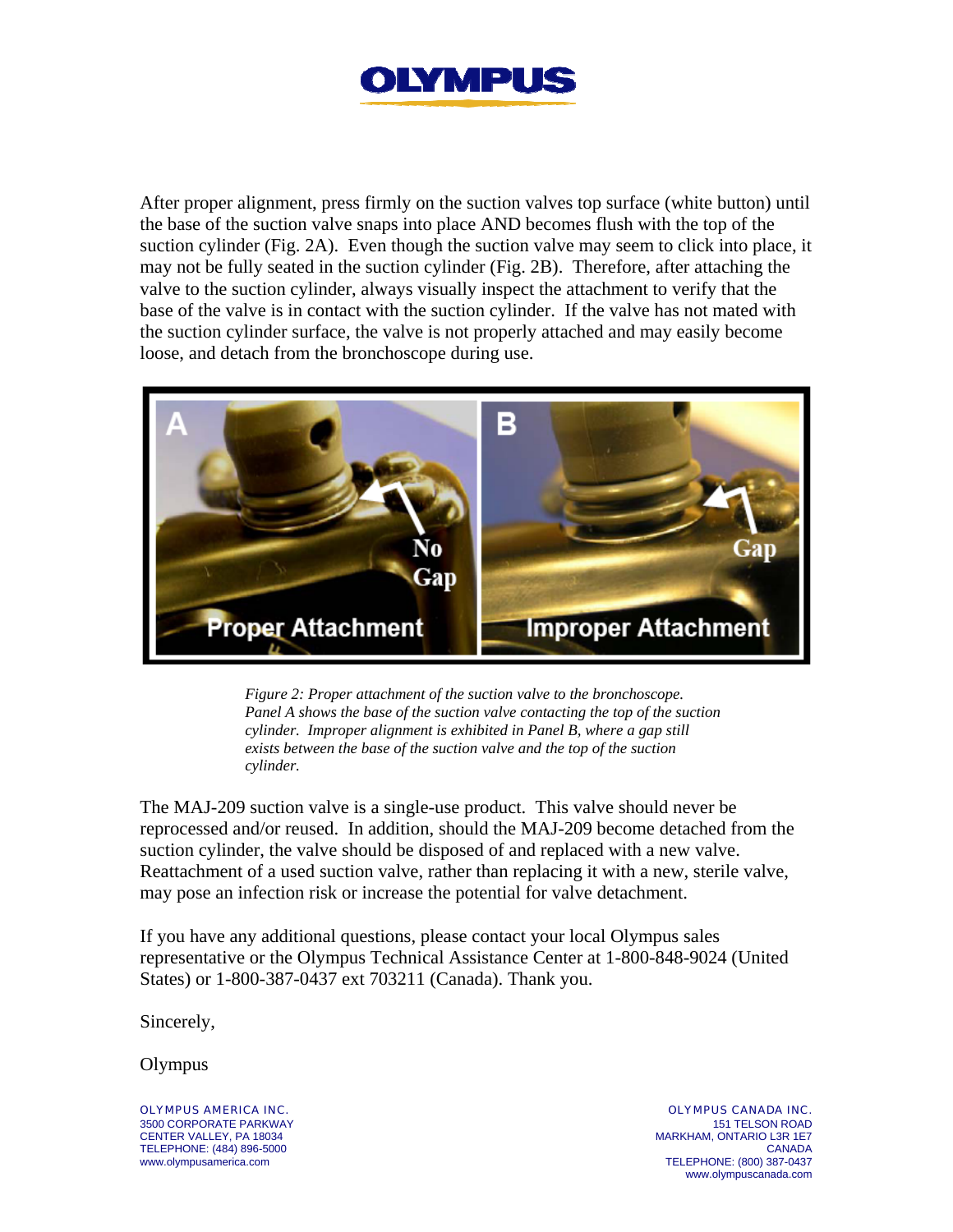After proper alignment, press firmly on the suction valves top surface (white button) until the base of the suction valve snaps into place AND becomes flush with the top of the suction cylinder (Fig. 2A). Even though the suction valve may seem to click into place, it may not be fully seated in the suction cylinder (Fig. 2B). Therefore, after attaching the valve to the suction cylinder, always visually inspect the attachment to verify that the base of the valve is in contact with the suction cylinder. If the valve has not mated with the suction cylinder surface, the valve is not properly attached and may easily become loose, and detach from the bronchoscope during use.

A
No Gap
Proper Attachment

B
Gap
Improper Attachment

*Figure 2: Proper attachment of the suction valve to the bronchoscope. Panel A shows the base of the suction valve contacting the top of the suction cylinder. Improper alignment is exhibited in Panel B, where a gap still exists between the base of the suction valve and the top of the suction cylinder.*

The MAJ-209 suction valve is a single-use product. This valve should never be reprocessed and/or reused. In addition, should the MAJ-209 become detached from the suction cylinder, the valve should be disposed of and replaced with a new valve. Reattachment of a used suction valve, rather than replacing it with a new, sterile valve, may pose an infection risk or increase the potential for valve detachment.

If you have any additional questions, please contact your local Olympus sales representative or the Olympus Technical Assistance Center at 1-800-848-9024 (United States) or 1-800-387-0437 ext 703211 (Canada). Thank you.

Sincerely,

Olympus

OLYMPUS AMERICA INC.
3500 CORPORATE PARKWAY
CENTER VALLEY, PA 18034
TELEPHONE: (484) 896-5000
www.olympusamerica.com

OLYMPUS CANADA INC.
151 TELSON ROAD
MARKHAM, ONTARIO L3R 1E7
CANADA
TELEPHONE: (800) 387-0437
www.olympuscanada.com